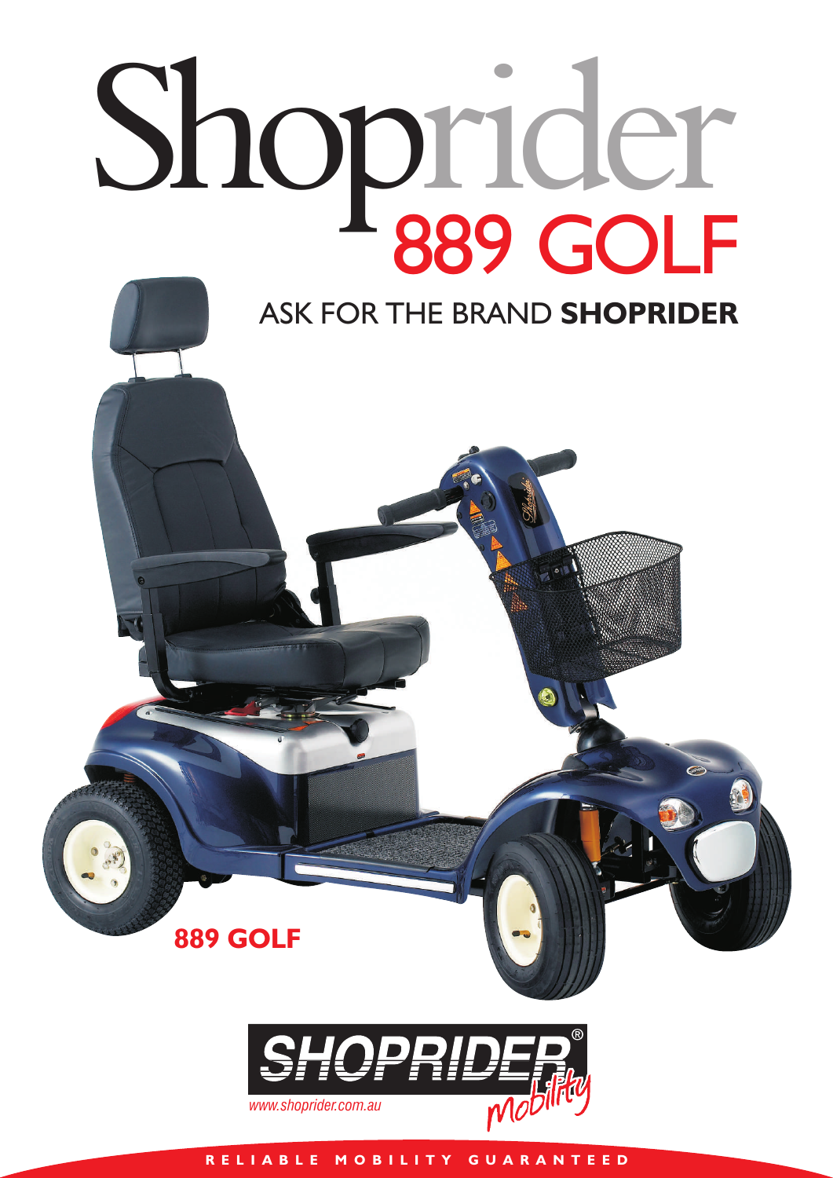# Shoprider 889 GOLF

## ASK FOR THE BRAND **SHOPRIDER**

**889 GOLF**

SHOPRIDER® mobility

www.shoprider.com.au

RELIABLE MOBILITY GUARANTEED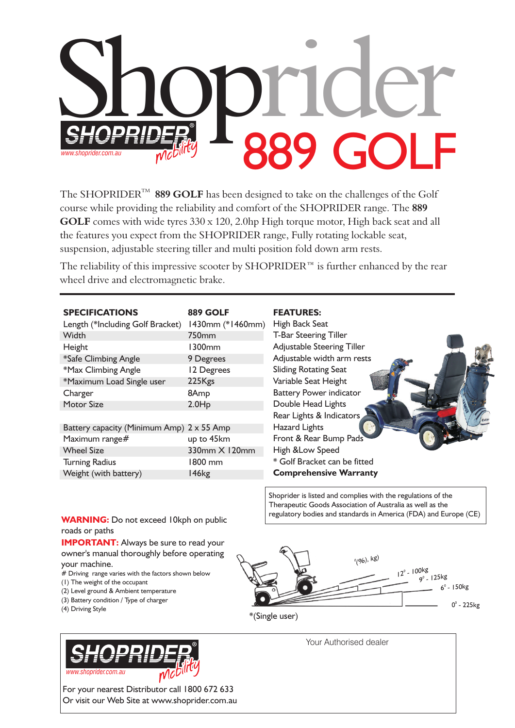# Shoprider 889 GOLF

SHOPRIDER® mobility www.shoprider.com.au

The SHOPRIDER™ **889 GOLF** has been designed to take on the challenges of the Golf course while providing the reliability and comfort of the SHOPRIDER range. The **889 GOLF** comes with wide tyres 330 x 120, 2.0hp High torque motor, High back seat and all the features you expect from the SHOPRIDER range, Fully rotating lockable seat, suspension, adjustable steering tiller and multi position fold down arm rests.

The reliability of this impressive scooter by SHOPRIDER™ is further enhanced by the rear wheel drive and electromagnetic brake.

| **SPECIFICATIONS** | **889 GOLF** |
|---|---|
| Length (*Including Golf Bracket) | 1430mm (*1460mm) |
| Width | 750mm |
| Height | 1300mm |
| *Safe Climbing Angle | 9 Degrees |
| *Max Climbing Angle | 12 Degrees |
| *Maximum Load Single user | 225Kgs |
| Charger | 8Amp |
| Motor Size | 2.0Hp |
| | |
| Battery capacity (Minimum Amp) | 2 x 55 Amp |
| Maximum range# | up to 45km |
| Wheel Size | 330mm X 120mm |
| Turning Radius | 1800 mm |
| Weight (with battery) | 146kg |

**FEATURES:**

- High Back Seat
- T-Bar Steering Tiller
- Adjustable Steering Tiller
- Adjustable width arm rests
- Sliding Rotating Seat
- Variable Seat Height
- Battery Power indicator
- Double Head Lights
- Rear Lights & Indicators
- Hazard Lights
- Front & Rear Bump Pads
- High &Low Speed
- \* Golf Bracket can be fitted

**Comprehensive Warranty**

Shoprider is listed and complies with the regulations of the Therapeutic Goods Association of Australia as well as the regulatory bodies and standards in America (FDA) and Europe (CE)

**WARNING:** Do not exceed 10kph on public roads or paths

**IMPORTANT:** Always be sure to read your owner's manual thoroughly before operating your machine.

\# Driving range varies with the factors shown below
(1) The weight of the occupant
(2) Level ground & Ambient temperature
(3) Battery condition / Type of charger
(4) Driving Style

°(%), kg)
12° - 100kg
9° - 125kg
6° - 150kg
0° - 225kg

*(Single user)

SHOPRIDER® mobility www.shoprider.com.au

For your nearest Distributor call 1800 672 633
Or visit our Web Site at www.shoprider.com.au

Your Authorised dealer